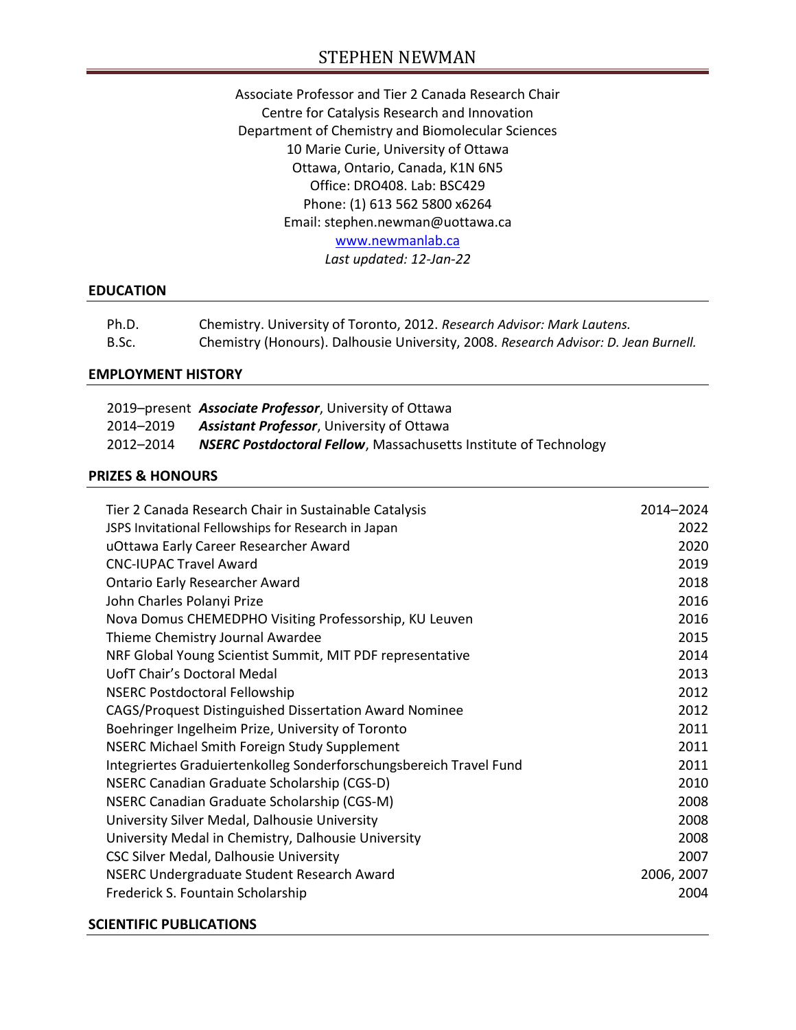# STEPHEN NEWMAN

Associate Professor and Tier 2 Canada Research Chair
Centre for Catalysis Research and Innovation
Department of Chemistry and Biomolecular Sciences
10 Marie Curie, University of Ottawa
Ottawa, Ontario, Canada, K1N 6N5
Office: DRO408. Lab: BSC429
Phone: (1) 613 562 5800 x6264
Email: stephen.newman@uottawa.ca
[www.newmanlab.ca](http://www.newmanlab.ca)
*Last updated: 12-Jan-22*

## EDUCATION

| | |
|---|---|
| Ph.D. | Chemistry. University of Toronto, 2012. *Research Advisor: Mark Lautens.* |
| B.Sc. | Chemistry (Honours). Dalhousie University, 2008. *Research Advisor: D. Jean Burnell.* |

## EMPLOYMENT HISTORY

| | |
|---|---|
| 2019–present | ***Associate Professor***, University of Ottawa |
| 2014–2019 | ***Assistant Professor***, University of Ottawa |
| 2012–2014 | ***NSERC Postdoctoral Fellow***, Massachusetts Institute of Technology |

## PRIZES & HONOURS

| | |
|---|---|
| Tier 2 Canada Research Chair in Sustainable Catalysis | 2014–2024 |
| JSPS Invitational Fellowships for Research in Japan | 2022 |
| uOttawa Early Career Researcher Award | 2020 |
| CNC-IUPAC Travel Award | 2019 |
| Ontario Early Researcher Award | 2018 |
| John Charles Polanyi Prize | 2016 |
| Nova Domus CHEMEDPHO Visiting Professorship, KU Leuven | 2016 |
| Thieme Chemistry Journal Awardee | 2015 |
| NRF Global Young Scientist Summit, MIT PDF representative | 2014 |
| UofT Chair's Doctoral Medal | 2013 |
| NSERC Postdoctoral Fellowship | 2012 |
| CAGS/Proquest Distinguished Dissertation Award Nominee | 2012 |
| Boehringer Ingelheim Prize, University of Toronto | 2011 |
| NSERC Michael Smith Foreign Study Supplement | 2011 |
| Integriertes Graduiertenkolleg Sonderforschungsbereich Travel Fund | 2011 |
| NSERC Canadian Graduate Scholarship (CGS-D) | 2010 |
| NSERC Canadian Graduate Scholarship (CGS-M) | 2008 |
| University Silver Medal, Dalhousie University | 2008 |
| University Medal in Chemistry, Dalhousie University | 2008 |
| CSC Silver Medal, Dalhousie University | 2007 |
| NSERC Undergraduate Student Research Award | 2006, 2007 |
| Frederick S. Fountain Scholarship | 2004 |

## SCIENTIFIC PUBLICATIONS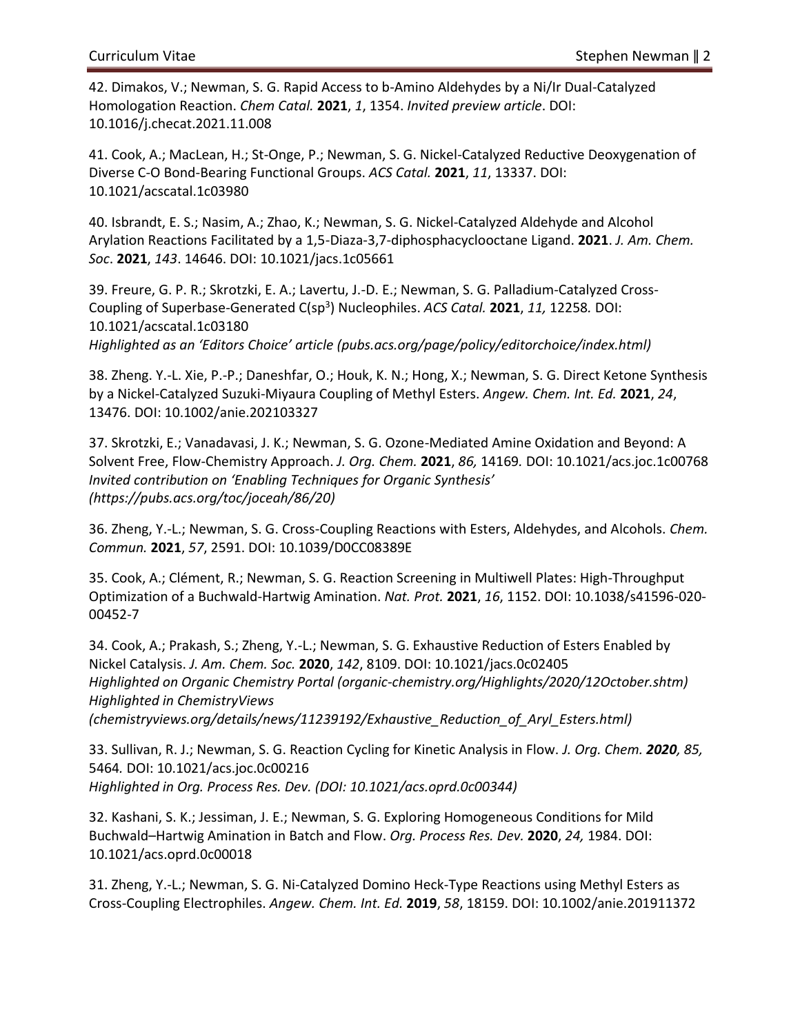42. Dimakos, V.; Newman, S. G. Rapid Access to b-Amino Aldehydes by a Ni/Ir Dual-Catalyzed Homologation Reaction. *Chem Catal.* **2021**, *1*, 1354. *Invited preview article*. DOI: 10.1016/j.checat.2021.11.008

41. Cook, A.; MacLean, H.; St-Onge, P.; Newman, S. G. Nickel-Catalyzed Reductive Deoxygenation of Diverse C-O Bond-Bearing Functional Groups. *ACS Catal.* **2021**, *11*, 13337. DOI: 10.1021/acscatal.1c03980

40. Isbrandt, E. S.; Nasim, A.; Zhao, K.; Newman, S. G. Nickel-Catalyzed Aldehyde and Alcohol Arylation Reactions Facilitated by a 1,5-Diaza-3,7-diphosphacyclooctane Ligand. **2021**. *J. Am. Chem. Soc*. **2021**, *143*. 14646. DOI: 10.1021/jacs.1c05661

39. Freure, G. P. R.; Skrotzki, E. A.; Lavertu, J.-D. E.; Newman, S. G. Palladium-Catalyzed Cross-Coupling of Superbase-Generated C($sp^3$) Nucleophiles. *ACS Catal.* **2021**, *11,* 12258*.* DOI: 10.1021/acscatal.1c03180
*Highlighted as an 'Editors Choice' article (pubs.acs.org/page/policy/editorchoice/index.html)*

38. Zheng. Y.-L. Xie, P.-P.; Daneshfar, O.; Houk, K. N.; Hong, X.; Newman, S. G. Direct Ketone Synthesis by a Nickel-Catalyzed Suzuki-Miyaura Coupling of Methyl Esters. *Angew. Chem. Int. Ed.* **2021**, *24*, 13476. DOI: 10.1002/anie.202103327

37. Skrotzki, E.; Vanadavasi, J. K.; Newman, S. G. Ozone-Mediated Amine Oxidation and Beyond: A Solvent Free, Flow-Chemistry Approach. *J. Org. Chem.* **2021**, *86,* 14169*.* DOI: 10.1021/acs.joc.1c00768
*Invited contribution on 'Enabling Techniques for Organic Synthesis' (https://pubs.acs.org/toc/joceah/86/20)*

36. Zheng, Y.-L.; Newman, S. G. Cross-Coupling Reactions with Esters, Aldehydes, and Alcohols. *Chem. Commun.* **2021**, *57*, 2591. DOI: 10.1039/D0CC08389E

35. Cook, A.; Clément, R.; Newman, S. G. Reaction Screening in Multiwell Plates: High-Throughput Optimization of a Buchwald-Hartwig Amination. *Nat. Prot.* **2021**, *16*, 1152. DOI: 10.1038/s41596-020-00452-7

34. Cook, A.; Prakash, S.; Zheng, Y.-L.; Newman, S. G. Exhaustive Reduction of Esters Enabled by Nickel Catalysis. *J. Am. Chem. Soc.* **2020**, *142*, 8109. DOI: 10.1021/jacs.0c02405
*Highlighted on Organic Chemistry Portal (organic-chemistry.org/Highlights/2020/12October.shtm)*
*Highlighted in ChemistryViews (chemistryviews.org/details/news/11239192/Exhaustive_Reduction_of_Aryl_Esters.html)*

33. Sullivan, R. J.; Newman, S. G. Reaction Cycling for Kinetic Analysis in Flow. *J. Org. Chem.* ***2020****, 85,* 5464*.* DOI: 10.1021/acs.joc.0c00216
*Highlighted in Org. Process Res. Dev. (DOI: 10.1021/acs.oprd.0c00344)*

32. Kashani, S. K.; Jessiman, J. E.; Newman, S. G. Exploring Homogeneous Conditions for Mild Buchwald–Hartwig Amination in Batch and Flow. *Org. Process Res. Dev.* **2020**, *24,* 1984. DOI: 10.1021/acs.oprd.0c00018

31. Zheng, Y.-L.; Newman, S. G. Ni-Catalyzed Domino Heck-Type Reactions using Methyl Esters as Cross-Coupling Electrophiles. *Angew. Chem. Int. Ed.* **2019**, *58*, 18159. DOI: 10.1002/anie.201911372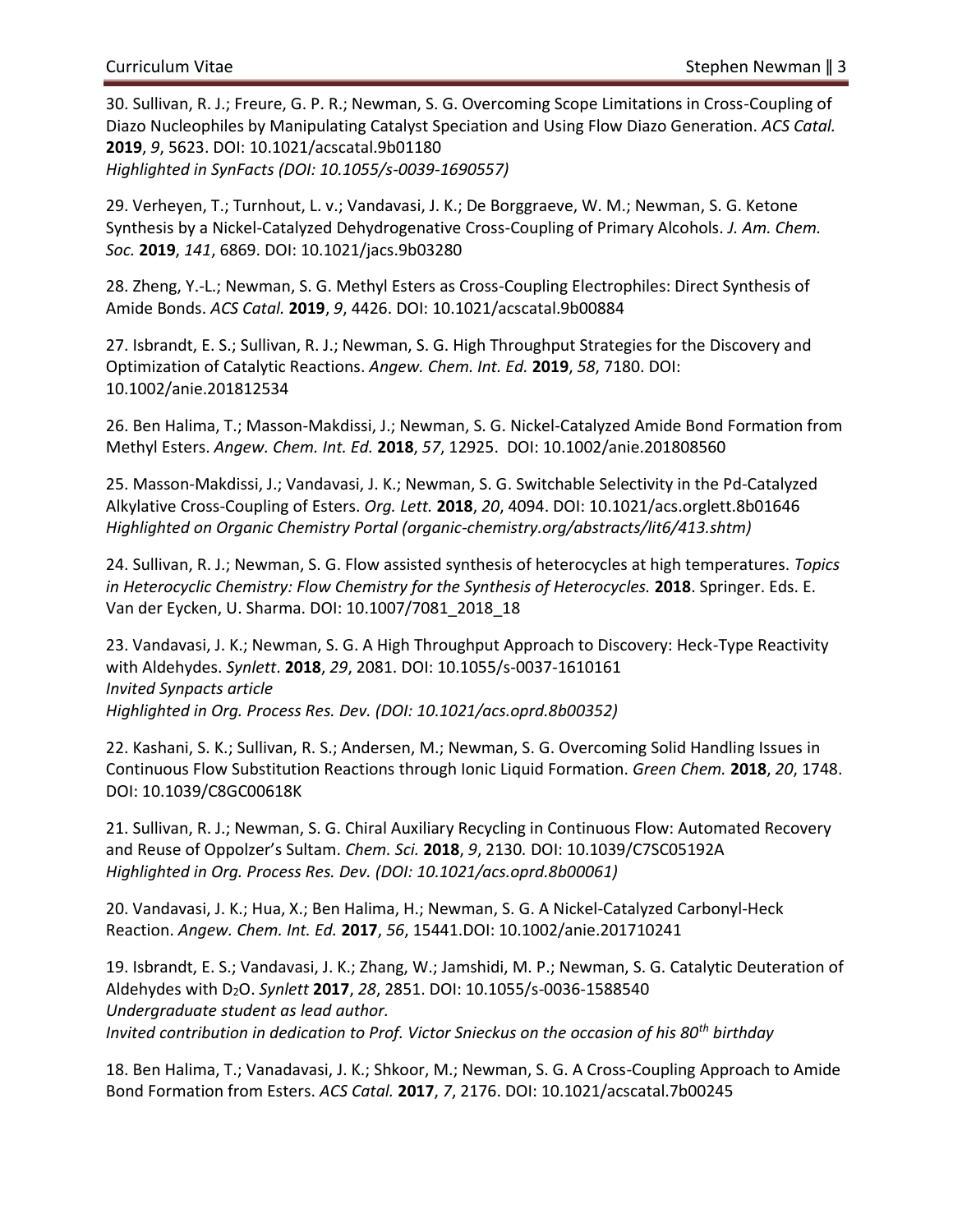30. Sullivan, R. J.; Freure, G. P. R.; Newman, S. G. Overcoming Scope Limitations in Cross-Coupling of Diazo Nucleophiles by Manipulating Catalyst Speciation and Using Flow Diazo Generation. *ACS Catal.* **2019**, *9*, 5623. DOI: 10.1021/acscatal.9b01180
*Highlighted in SynFacts (DOI: 10.1055/s-0039-1690557)*

29. Verheyen, T.; Turnhout, L. v.; Vandavasi, J. K.; De Borggraeve, W. M.; Newman, S. G. Ketone Synthesis by a Nickel-Catalyzed Dehydrogenative Cross-Coupling of Primary Alcohols. *J. Am. Chem. Soc.* **2019**, *141*, 6869. DOI: 10.1021/jacs.9b03280

28. Zheng, Y.-L.; Newman, S. G. Methyl Esters as Cross-Coupling Electrophiles: Direct Synthesis of Amide Bonds. *ACS Catal.* **2019**, *9*, 4426. DOI: 10.1021/acscatal.9b00884

27. Isbrandt, E. S.; Sullivan, R. J.; Newman, S. G. High Throughput Strategies for the Discovery and Optimization of Catalytic Reactions. *Angew. Chem. Int. Ed.* **2019**, *58*, 7180. DOI: 10.1002/anie.201812534

26. Ben Halima, T.; Masson-Makdissi, J.; Newman, S. G. Nickel-Catalyzed Amide Bond Formation from Methyl Esters. *Angew. Chem. Int. Ed.* **2018**, *57*, 12925. DOI: 10.1002/anie.201808560

25. Masson-Makdissi, J.; Vandavasi, J. K.; Newman, S. G. Switchable Selectivity in the Pd-Catalyzed Alkylative Cross-Coupling of Esters. *Org. Lett.* **2018**, *20*, 4094. DOI: 10.1021/acs.orglett.8b01646
*Highlighted on Organic Chemistry Portal (organic-chemistry.org/abstracts/lit6/413.shtm)*

24. Sullivan, R. J.; Newman, S. G. Flow assisted synthesis of heterocycles at high temperatures. *Topics in Heterocyclic Chemistry: Flow Chemistry for the Synthesis of Heterocycles.* **2018**. Springer. Eds. E. Van der Eycken, U. Sharma. DOI: 10.1007/7081_2018_18

23. Vandavasi, J. K.; Newman, S. G. A High Throughput Approach to Discovery: Heck-Type Reactivity with Aldehydes. *Synlett*. **2018**, *29*, 2081. DOI: 10.1055/s-0037-1610161
*Invited Synpacts article*
*Highlighted in Org. Process Res. Dev. (DOI: 10.1021/acs.oprd.8b00352)*

22. Kashani, S. K.; Sullivan, R. S.; Andersen, M.; Newman, S. G. Overcoming Solid Handling Issues in Continuous Flow Substitution Reactions through Ionic Liquid Formation. *Green Chem.* **2018**, *20*, 1748. DOI: 10.1039/C8GC00618K

21. Sullivan, R. J.; Newman, S. G. Chiral Auxiliary Recycling in Continuous Flow: Automated Recovery and Reuse of Oppolzer's Sultam. *Chem. Sci.* **2018**, *9*, 2130. DOI: 10.1039/C7SC05192A
*Highlighted in Org. Process Res. Dev. (DOI: 10.1021/acs.oprd.8b00061)*

20. Vandavasi, J. K.; Hua, X.; Ben Halima, H.; Newman, S. G. A Nickel-Catalyzed Carbonyl-Heck Reaction. *Angew. Chem. Int. Ed.* **2017**, *56*, 15441.DOI: 10.1002/anie.201710241

19. Isbrandt, E. S.; Vandavasi, J. K.; Zhang, W.; Jamshidi, M. P.; Newman, S. G. Catalytic Deuteration of Aldehydes with $D_2O$. *Synlett* **2017**, *28*, 2851. DOI: 10.1055/s-0036-1588540
*Undergraduate student as lead author.*
*Invited contribution in dedication to Prof. Victor Snieckus on the occasion of his 80th birthday*

18. Ben Halima, T.; Vanadavasi, J. K.; Shkoor, M.; Newman, S. G. A Cross-Coupling Approach to Amide Bond Formation from Esters. *ACS Catal.* **2017**, *7*, 2176. DOI: 10.1021/acscatal.7b00245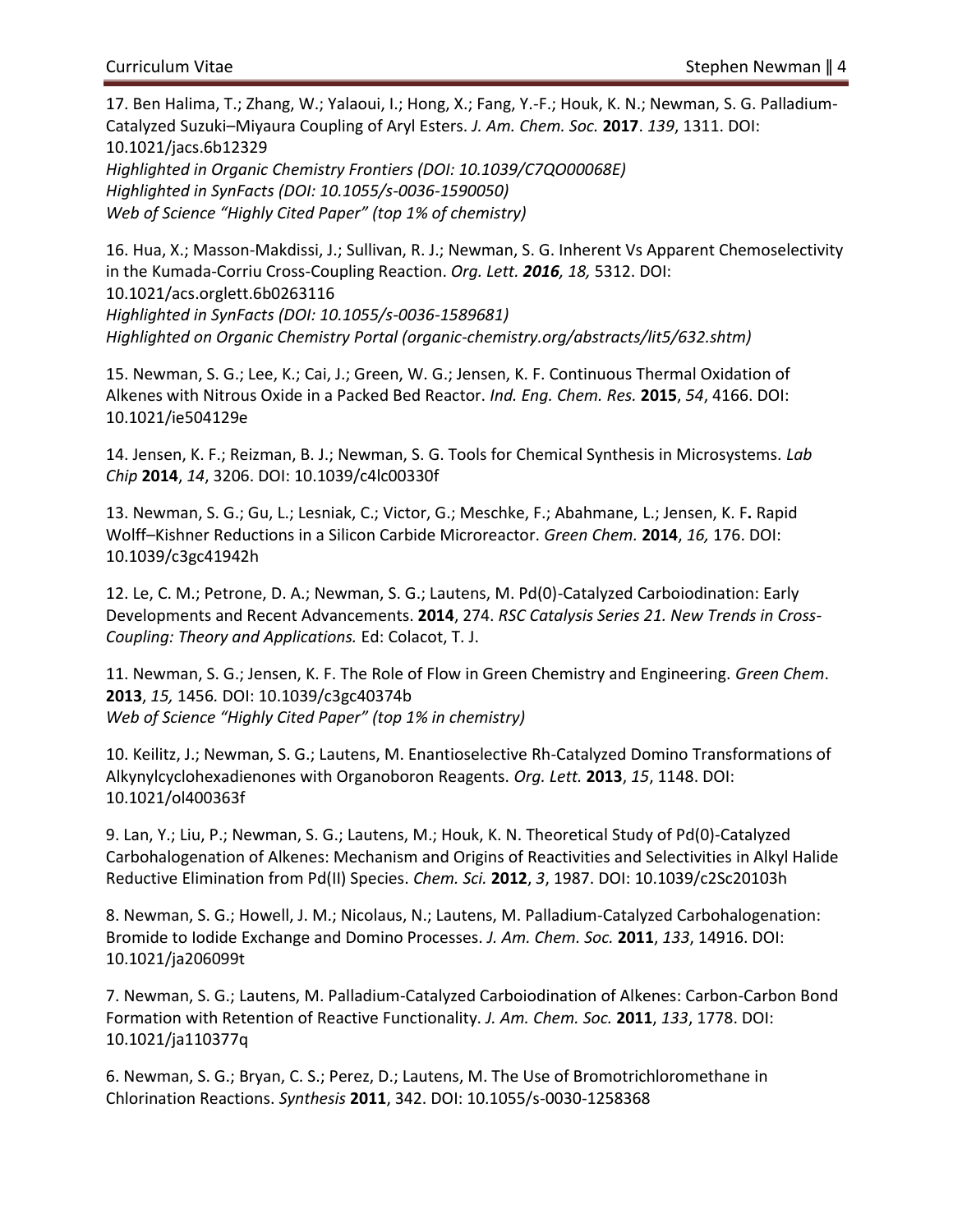17. Ben Halima, T.; Zhang, W.; Yalaoui, I.; Hong, X.; Fang, Y.-F.; Houk, K. N.; Newman, S. G. Palladium-Catalyzed Suzuki–Miyaura Coupling of Aryl Esters. *J. Am. Chem. Soc.* **2017**. *139*, 1311. DOI: 10.1021/jacs.6b12329
*Highlighted in Organic Chemistry Frontiers (DOI: 10.1039/C7QO00068E)*
*Highlighted in SynFacts (DOI: 10.1055/s-0036-1590050)*
*Web of Science "Highly Cited Paper" (top 1% of chemistry)*

16. Hua, X.; Masson-Makdissi, J.; Sullivan, R. J.; Newman, S. G. Inherent Vs Apparent Chemoselectivity in the Kumada-Corriu Cross-Coupling Reaction. *Org. Lett.* ***2016****, 18,* 5312. DOI: 10.1021/acs.orglett.6b0263116
*Highlighted in SynFacts (DOI: 10.1055/s-0036-1589681)*
*Highlighted on Organic Chemistry Portal (organic-chemistry.org/abstracts/lit5/632.shtm)*

15. Newman, S. G.; Lee, K.; Cai, J.; Green, W. G.; Jensen, K. F. Continuous Thermal Oxidation of Alkenes with Nitrous Oxide in a Packed Bed Reactor. *Ind. Eng. Chem. Res.* **2015**, *54*, 4166. DOI: 10.1021/ie504129e

14. Jensen, K. F.; Reizman, B. J.; Newman, S. G. Tools for Chemical Synthesis in Microsystems. *Lab Chip* **2014**, *14*, 3206. DOI: 10.1039/c4lc00330f

13. Newman, S. G.; Gu, L.; Lesniak, C.; Victor, G.; Meschke, F.; Abahmane, L.; Jensen, K. F**.** Rapid Wolff–Kishner Reductions in a Silicon Carbide Microreactor. *Green Chem.* **2014**, *16,* 176. DOI: 10.1039/c3gc41942h

12. Le, C. M.; Petrone, D. A.; Newman, S. G.; Lautens, M. Pd(0)-Catalyzed Carboiodination: Early Developments and Recent Advancements. **2014**, 274. *RSC Catalysis Series 21. New Trends in Cross-Coupling: Theory and Applications.* Ed: Colacot, T. J.

11. Newman, S. G.; Jensen, K. F. The Role of Flow in Green Chemistry and Engineering. *Green Chem*. **2013**, *15,* 1456*.* DOI: 10.1039/c3gc40374b
*Web of Science "Highly Cited Paper" (top 1% in chemistry)*

10. Keilitz, J.; Newman, S. G.; Lautens, M. Enantioselective Rh-Catalyzed Domino Transformations of Alkynylcyclohexadienones with Organoboron Reagents. *Org. Lett.* **2013**, *15*, 1148. DOI: 10.1021/ol400363f

9. Lan, Y.; Liu, P.; Newman, S. G.; Lautens, M.; Houk, K. N. Theoretical Study of Pd(0)-Catalyzed Carbohalogenation of Alkenes: Mechanism and Origins of Reactivities and Selectivities in Alkyl Halide Reductive Elimination from Pd(II) Species. *Chem. Sci.* **2012**, *3*, 1987. DOI: 10.1039/c2Sc20103h

8. Newman, S. G.; Howell, J. M.; Nicolaus, N.; Lautens, M. Palladium-Catalyzed Carbohalogenation: Bromide to Iodide Exchange and Domino Processes. *J. Am. Chem. Soc.* **2011**, *133*, 14916. DOI: 10.1021/ja206099t

7. Newman, S. G.; Lautens, M. Palladium-Catalyzed Carboiodination of Alkenes: Carbon-Carbon Bond Formation with Retention of Reactive Functionality. *J. Am. Chem. Soc.* **2011**, *133*, 1778. DOI: 10.1021/ja110377q

6. Newman, S. G.; Bryan, C. S.; Perez, D.; Lautens, M. The Use of Bromotrichloromethane in Chlorination Reactions. *Synthesis* **2011**, 342. DOI: 10.1055/s-0030-1258368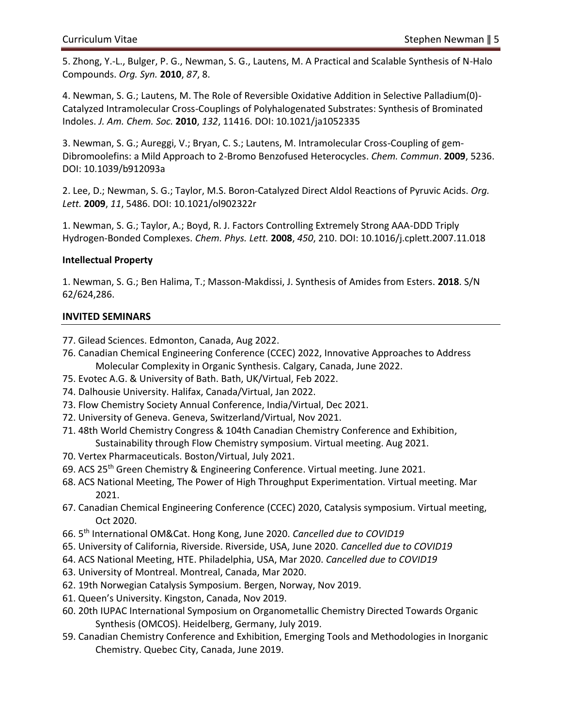5. Zhong, Y.-L., Bulger, P. G., Newman, S. G., Lautens, M. A Practical and Scalable Synthesis of N-Halo Compounds. *Org. Syn.* **2010**, *87*, 8.

4. Newman, S. G.; Lautens, M. The Role of Reversible Oxidative Addition in Selective Palladium(0)-Catalyzed Intramolecular Cross-Couplings of Polyhalogenated Substrates: Synthesis of Brominated Indoles. *J. Am. Chem. Soc.* **2010**, *132*, 11416. DOI: 10.1021/ja1052335

3. Newman, S. G.; Aureggi, V.; Bryan, C. S.; Lautens, M. Intramolecular Cross-Coupling of gem-Dibromoolefins: a Mild Approach to 2-Bromo Benzofused Heterocycles. *Chem. Commun*. **2009**, 5236. DOI: 10.1039/b912093a

2. Lee, D.; Newman, S. G.; Taylor, M.S. Boron-Catalyzed Direct Aldol Reactions of Pyruvic Acids. *Org. Lett.* **2009**, *11*, 5486. DOI: 10.1021/ol902322r

1. Newman, S. G.; Taylor, A.; Boyd, R. J. Factors Controlling Extremely Strong AAA-DDD Triply Hydrogen-Bonded Complexes. *Chem. Phys. Lett.* **2008**, *450*, 210. DOI: 10.1016/j.cplett.2007.11.018

**Intellectual Property**

1. Newman, S. G.; Ben Halima, T.; Masson-Makdissi, J. Synthesis of Amides from Esters. **2018**. S/N 62/624,286.

## INVITED SEMINARS

77. Gilead Sciences. Edmonton, Canada, Aug 2022.
76. Canadian Chemical Engineering Conference (CCEC) 2022, Innovative Approaches to Address Molecular Complexity in Organic Synthesis. Calgary, Canada, June 2022.
75. Evotec A.G. & University of Bath. Bath, UK/Virtual, Feb 2022.
74. Dalhousie University. Halifax, Canada/Virtual, Jan 2022.
73. Flow Chemistry Society Annual Conference, India/Virtual, Dec 2021.
72. University of Geneva. Geneva, Switzerland/Virtual, Nov 2021.
71. 48th World Chemistry Congress & 104th Canadian Chemistry Conference and Exhibition, Sustainability through Flow Chemistry symposium. Virtual meeting. Aug 2021.
70. Vertex Pharmaceuticals. Boston/Virtual, July 2021.
69. ACS 25th Green Chemistry & Engineering Conference. Virtual meeting. June 2021.
68. ACS National Meeting, The Power of High Throughput Experimentation. Virtual meeting. Mar 2021.
67. Canadian Chemical Engineering Conference (CCEC) 2020, Catalysis symposium. Virtual meeting, Oct 2020.
66. 5th International OM&Cat. Hong Kong, June 2020. *Cancelled due to COVID19*
65. University of California, Riverside. Riverside, USA, June 2020. *Cancelled due to COVID19*
64. ACS National Meeting, HTE. Philadelphia, USA, Mar 2020. *Cancelled due to COVID19*
63. University of Montreal. Montreal, Canada, Mar 2020.
62. 19th Norwegian Catalysis Symposium. Bergen, Norway, Nov 2019.
61. Queen's University. Kingston, Canada, Nov 2019.
60. 20th IUPAC International Symposium on Organometallic Chemistry Directed Towards Organic Synthesis (OMCOS). Heidelberg, Germany, July 2019.
59. Canadian Chemistry Conference and Exhibition, Emerging Tools and Methodologies in Inorganic Chemistry. Quebec City, Canada, June 2019.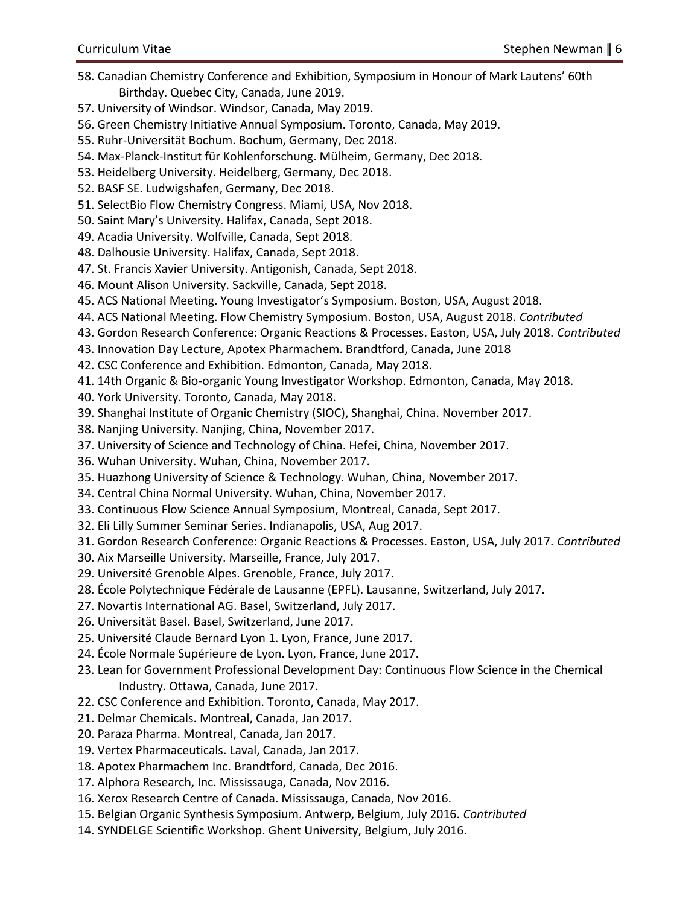58. Canadian Chemistry Conference and Exhibition, Symposium in Honour of Mark Lautens' 60th Birthday. Quebec City, Canada, June 2019.
57. University of Windsor. Windsor, Canada, May 2019.
56. Green Chemistry Initiative Annual Symposium. Toronto, Canada, May 2019.
55. Ruhr-Universität Bochum. Bochum, Germany, Dec 2018.
54. Max-Planck-Institut für Kohlenforschung. Mülheim, Germany, Dec 2018.
53. Heidelberg University. Heidelberg, Germany, Dec 2018.
52. BASF SE. Ludwigshafen, Germany, Dec 2018.
51. SelectBio Flow Chemistry Congress. Miami, USA, Nov 2018.
50. Saint Mary's University. Halifax, Canada, Sept 2018.
49. Acadia University. Wolfville, Canada, Sept 2018.
48. Dalhousie University. Halifax, Canada, Sept 2018.
47. St. Francis Xavier University. Antigonish, Canada, Sept 2018.
46. Mount Alison University. Sackville, Canada, Sept 2018.
45. ACS National Meeting. Young Investigator's Symposium. Boston, USA, August 2018.
44. ACS National Meeting. Flow Chemistry Symposium. Boston, USA, August 2018. *Contributed*
43. Gordon Research Conference: Organic Reactions & Processes. Easton, USA, July 2018. *Contributed*
43. Innovation Day Lecture, Apotex Pharmachem. Brandtford, Canada, June 2018
42. CSC Conference and Exhibition. Edmonton, Canada, May 2018.
41. 14th Organic & Bio-organic Young Investigator Workshop. Edmonton, Canada, May 2018.
40. York University. Toronto, Canada, May 2018.
39. Shanghai Institute of Organic Chemistry (SIOC), Shanghai, China. November 2017.
38. Nanjing University. Nanjing, China, November 2017.
37. University of Science and Technology of China. Hefei, China, November 2017.
36. Wuhan University. Wuhan, China, November 2017.
35. Huazhong University of Science & Technology. Wuhan, China, November 2017.
34. Central China Normal University. Wuhan, China, November 2017.
33. Continuous Flow Science Annual Symposium, Montreal, Canada, Sept 2017.
32. Eli Lilly Summer Seminar Series. Indianapolis, USA, Aug 2017.
31. Gordon Research Conference: Organic Reactions & Processes. Easton, USA, July 2017. *Contributed*
30. Aix Marseille University. Marseille, France, July 2017.
29. Université Grenoble Alpes. Grenoble, France, July 2017.
28. École Polytechnique Fédérale de Lausanne (EPFL). Lausanne, Switzerland, July 2017.
27. Novartis International AG. Basel, Switzerland, July 2017.
26. Universität Basel. Basel, Switzerland, June 2017.
25. Université Claude Bernard Lyon 1. Lyon, France, June 2017.
24. École Normale Supérieure de Lyon. Lyon, France, June 2017.
23. Lean for Government Professional Development Day: Continuous Flow Science in the Chemical Industry. Ottawa, Canada, June 2017.
22. CSC Conference and Exhibition. Toronto, Canada, May 2017.
21. Delmar Chemicals. Montreal, Canada, Jan 2017.
20. Paraza Pharma. Montreal, Canada, Jan 2017.
19. Vertex Pharmaceuticals. Laval, Canada, Jan 2017.
18. Apotex Pharmachem Inc. Brandtford, Canada, Dec 2016.
17. Alphora Research, Inc. Mississauga, Canada, Nov 2016.
16. Xerox Research Centre of Canada. Mississauga, Canada, Nov 2016.
15. Belgian Organic Synthesis Symposium. Antwerp, Belgium, July 2016. *Contributed*
14. SYNDELGE Scientific Workshop. Ghent University, Belgium, July 2016.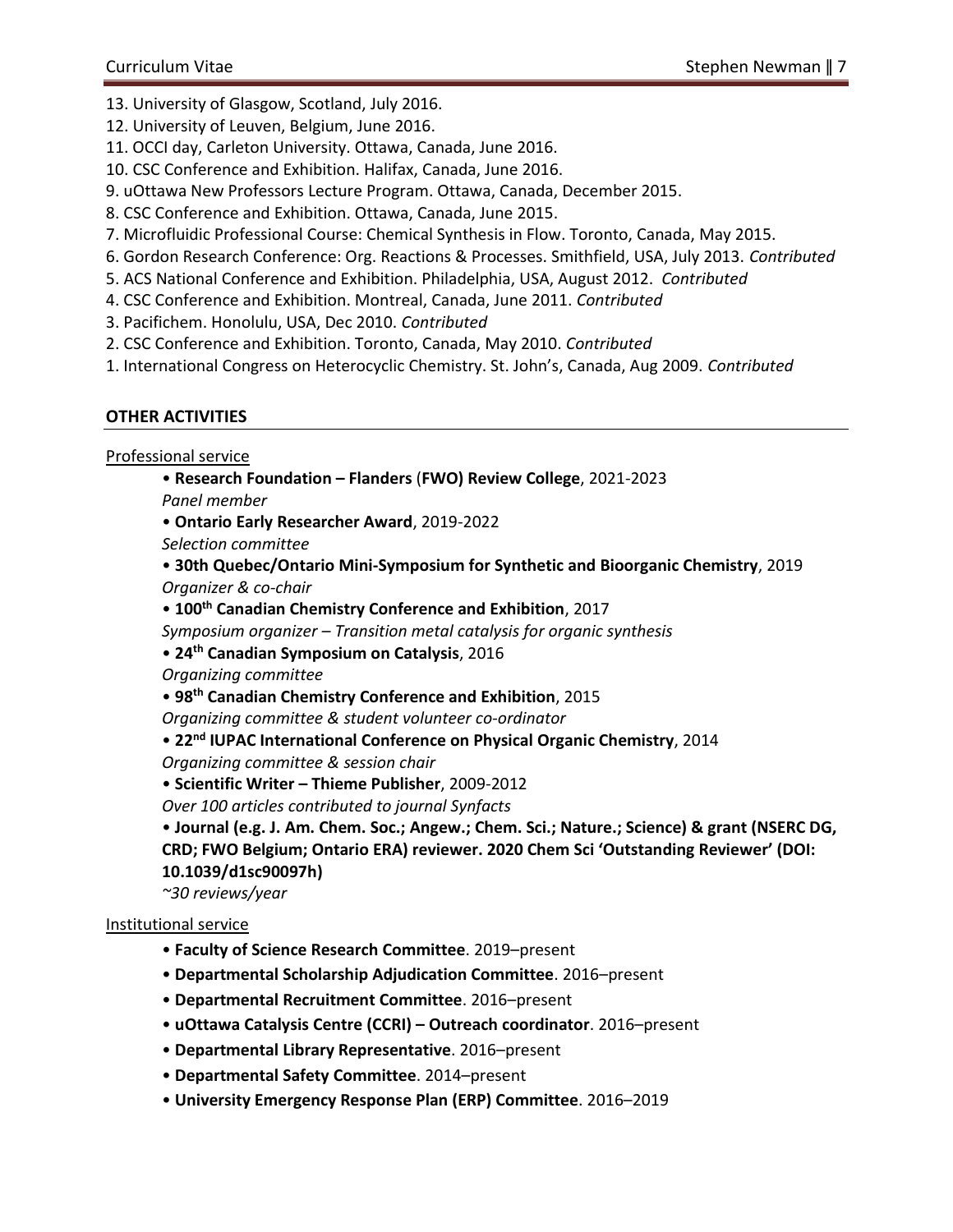13. University of Glasgow, Scotland, July 2016.
12. University of Leuven, Belgium, June 2016.
11. OCCI day, Carleton University. Ottawa, Canada, June 2016.
10. CSC Conference and Exhibition. Halifax, Canada, June 2016.
9. uOttawa New Professors Lecture Program. Ottawa, Canada, December 2015.
8. CSC Conference and Exhibition. Ottawa, Canada, June 2015.
7. Microfluidic Professional Course: Chemical Synthesis in Flow. Toronto, Canada, May 2015.
6. Gordon Research Conference: Org. Reactions & Processes. Smithfield, USA, July 2013. *Contributed*
5. ACS National Conference and Exhibition. Philadelphia, USA, August 2012. *Contributed*
4. CSC Conference and Exhibition. Montreal, Canada, June 2011. *Contributed*
3. Pacifichem. Honolulu, USA, Dec 2010. *Contributed*
2. CSC Conference and Exhibition. Toronto, Canada, May 2010. *Contributed*
1. International Congress on Heterocyclic Chemistry. St. John's, Canada, Aug 2009. *Contributed*

## OTHER ACTIVITIES

Professional service

- **Research Foundation – Flanders (FWO) Review College**, 2021-2023
  *Panel member*
- **Ontario Early Researcher Award**, 2019-2022
  *Selection committee*
- **30th Quebec/Ontario Mini-Symposium for Synthetic and Bioorganic Chemistry**, 2019
  *Organizer & co-chair*
- **100th Canadian Chemistry Conference and Exhibition**, 2017
  *Symposium organizer – Transition metal catalysis for organic synthesis*
- **24th Canadian Symposium on Catalysis**, 2016
  *Organizing committee*
- **98th Canadian Chemistry Conference and Exhibition**, 2015
  *Organizing committee & student volunteer co-ordinator*
- **22nd IUPAC International Conference on Physical Organic Chemistry**, 2014
  *Organizing committee & session chair*
- **Scientific Writer – Thieme Publisher**, 2009-2012
  *Over 100 articles contributed to journal Synfacts*
- **Journal (e.g. J. Am. Chem. Soc.; Angew.; Chem. Sci.; Nature.; Science) & grant (NSERC DG, CRD; FWO Belgium; Ontario ERA) reviewer. 2020 Chem Sci 'Outstanding Reviewer' (DOI: 10.1039/d1sc90097h)**
  *~30 reviews/year*

Institutional service

- **Faculty of Science Research Committee**. 2019–present
- **Departmental Scholarship Adjudication Committee**. 2016–present
- **Departmental Recruitment Committee**. 2016–present
- **uOttawa Catalysis Centre (CCRI) – Outreach coordinator**. 2016–present
- **Departmental Library Representative**. 2016–present
- **Departmental Safety Committee**. 2014–present
- **University Emergency Response Plan (ERP) Committee**. 2016–2019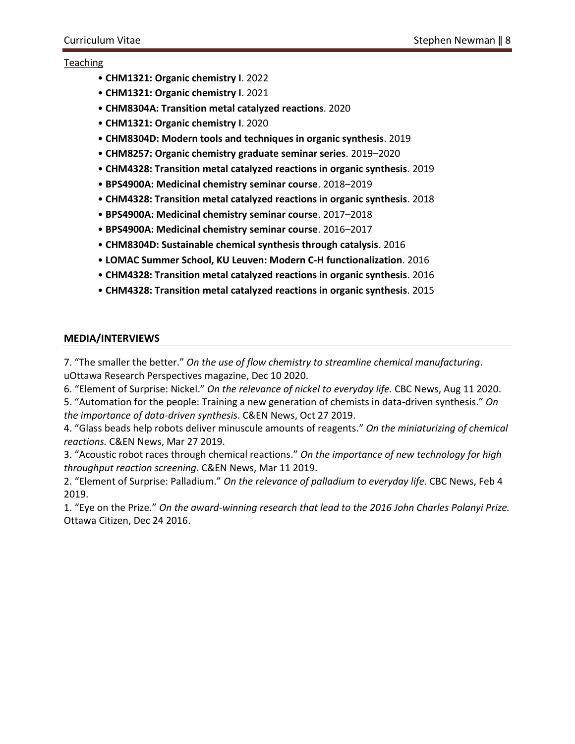Teaching

- **CHM1321: Organic chemistry I**. 2022
- **CHM1321: Organic chemistry I**. 2021
- **CHM8304A: Transition metal catalyzed reactions**. 2020
- **CHM1321: Organic chemistry I**. 2020
- **CHM8304D: Modern tools and techniques in organic synthesis**. 2019
- **CHM8257: Organic chemistry graduate seminar series**. 2019–2020
- **CHM4328: Transition metal catalyzed reactions in organic synthesis**. 2019
- **BPS4900A: Medicinal chemistry seminar course**. 2018–2019
- **CHM4328: Transition metal catalyzed reactions in organic synthesis**. 2018
- **BPS4900A: Medicinal chemistry seminar course**. 2017–2018
- **BPS4900A: Medicinal chemistry seminar course**. 2016–2017
- **CHM8304D: Sustainable chemical synthesis through catalysis**. 2016
- **LOMAC Summer School, KU Leuven: Modern C-H functionalization**. 2016
- **CHM4328: Transition metal catalyzed reactions in organic synthesis**. 2016
- **CHM4328: Transition metal catalyzed reactions in organic synthesis**. 2015

## MEDIA/INTERVIEWS

7. "The smaller the better." *On the use of flow chemistry to streamline chemical manufacturing*. uOttawa Research Perspectives magazine, Dec 10 2020.
6. "Element of Surprise: Nickel." *On the relevance of nickel to everyday life.* CBC News, Aug 11 2020.
5. "Automation for the people: Training a new generation of chemists in data-driven synthesis." *On the importance of data-driven synthesis*. C&EN News, Oct 27 2019.
4. "Glass beads help robots deliver minuscule amounts of reagents." *On the miniaturizing of chemical reactions.* C&EN News, Mar 27 2019.
3. "Acoustic robot races through chemical reactions." *On the importance of new technology for high throughput reaction screening*. C&EN News, Mar 11 2019.
2. "Element of Surprise: Palladium." *On the relevance of palladium to everyday life.* CBC News, Feb 4 2019.
1. "Eye on the Prize." *On the award-winning research that lead to the 2016 John Charles Polanyi Prize.* Ottawa Citizen, Dec 24 2016.